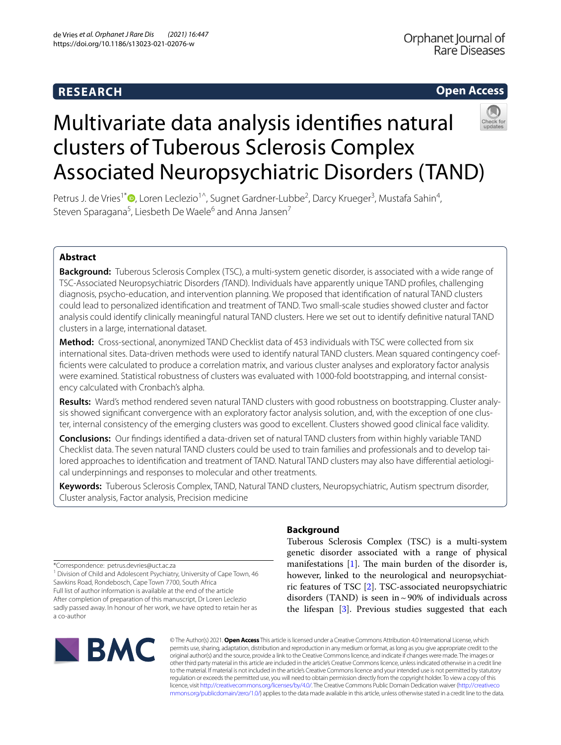# Multivariate data analysis identifies natural clusters of Tuberous Sclerosis Complex Associated Neuropsychiatric Disorders (TAND)

Petrus J. de Vries[1*], Loren Leclezio[1^], Sugnet Gardner-Lubbe[2], Darcy Krueger[3], Mustafa Sahin[4], Steven Sparagana[5], Liesbeth De Waele[6] and Anna Jansen[7]

## Abstract

**Background:** Tuberous Sclerosis Complex (TSC), a multi-system genetic disorder, is associated with a wide range of TSC-Associated Neuropsychiatric Disorders *(*TAND). Individuals have apparently unique TAND profiles, challenging diagnosis, psycho-education, and intervention planning. We proposed that identification of natural TAND clusters could lead to personalized identification and treatment of TAND. Two small-scale studies showed cluster and factor analysis could identify clinically meaningful natural TAND clusters. Here we set out to identify definitive natural TAND clusters in a large, international dataset.

**Method:** Cross-sectional, anonymized TAND Checklist data of 453 individuals with TSC were collected from six international sites. Data-driven methods were used to identify natural TAND clusters. Mean squared contingency coefficients were calculated to produce a correlation matrix, and various cluster analyses and exploratory factor analysis were examined. Statistical robustness of clusters was evaluated with 1000-fold bootstrapping, and internal consistency calculated with Cronbach's alpha.

**Results:** Ward's method rendered seven natural TAND clusters with good robustness on bootstrapping. Cluster analysis showed significant convergence with an exploratory factor analysis solution, and, with the exception of one cluster, internal consistency of the emerging clusters was good to excellent. Clusters showed good clinical face validity.

**Conclusions:** Our findings identified a data-driven set of natural TAND clusters from within highly variable TAND Checklist data. The seven natural TAND clusters could be used to train families and professionals and to develop tailored approaches to identification and treatment of TAND. Natural TAND clusters may also have differential aetiological underpinnings and responses to molecular and other treatments.

**Keywords:** Tuberous Sclerosis Complex, TAND, Natural TAND clusters, Neuropsychiatric, Autism spectrum disorder, Cluster analysis, Factor analysis, Precision medicine

*Correspondence: petrus.devries@uct.ac.za
[1] Division of Child and Adolescent Psychiatry, University of Cape Town, 46 Sawkins Road, Rondebosch, Cape Town 7700, South Africa
Full list of author information is available at the end of the article
After completion of preparation of this manuscript, Dr Loren Leclezio sadly passed away. In honour of her work, we have opted to retain her as a co-author

## Background

Tuberous Sclerosis Complex (TSC) is a multi-system genetic disorder associated with a range of physical manifestations [1]. The main burden of the disorder is, however, linked to the neurological and neuropsychiatric features of TSC [2]. TSC-associated neuropsychiatric disorders (TAND) is seen in ~90% of individuals across the lifespan [3]. Previous studies suggested that each

© The Author(s) 2021. **Open Access** This article is licensed under a Creative Commons Attribution 4.0 International License, which permits use, sharing, adaptation, distribution and reproduction in any medium or format, as long as you give appropriate credit to the original author(s) and the source, provide a link to the Creative Commons licence, and indicate if changes were made. The images or other third party material in this article are included in the article's Creative Commons licence, unless indicated otherwise in a credit line to the material. If material is not included in the article's Creative Commons licence and your intended use is not permitted by statutory regulation or exceeds the permitted use, you will need to obtain permission directly from the copyright holder. To view a copy of this licence, visit http://creativecommons.org/licenses/by/4.0/. The Creative Commons Public Domain Dedication waiver (http://creativecommons.org/publicdomain/zero/1.0/) applies to the data made available in this article, unless otherwise stated in a credit line to the data.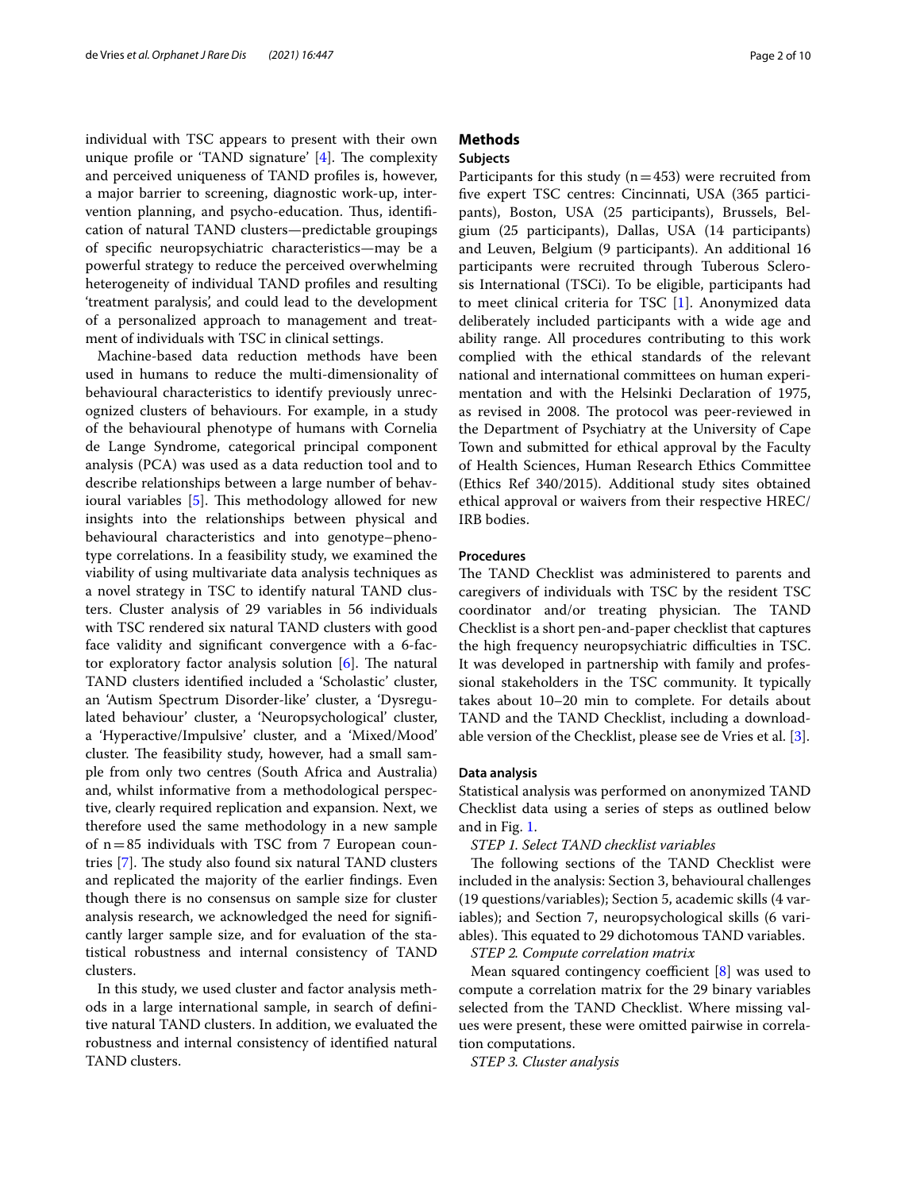individual with TSC appears to present with their own unique profile or 'TAND signature' [4]. The complexity and perceived uniqueness of TAND profiles is, however, a major barrier to screening, diagnostic work-up, intervention planning, and psycho-education. Thus, identification of natural TAND clusters—predictable groupings of specific neuropsychiatric characteristics—may be a powerful strategy to reduce the perceived overwhelming heterogeneity of individual TAND profiles and resulting 'treatment paralysis', and could lead to the development of a personalized approach to management and treatment of individuals with TSC in clinical settings.

Machine-based data reduction methods have been used in humans to reduce the multi-dimensionality of behavioural characteristics to identify previously unrecognized clusters of behaviours. For example, in a study of the behavioural phenotype of humans with Cornelia de Lange Syndrome, categorical principal component analysis (PCA) was used as a data reduction tool and to describe relationships between a large number of behavioural variables [5]. This methodology allowed for new insights into the relationships between physical and behavioural characteristics and into genotype–phenotype correlations. In a feasibility study, we examined the viability of using multivariate data analysis techniques as a novel strategy in TSC to identify natural TAND clusters. Cluster analysis of 29 variables in 56 individuals with TSC rendered six natural TAND clusters with good face validity and significant convergence with a 6-factor exploratory factor analysis solution [6]. The natural TAND clusters identified included a 'Scholastic' cluster, an 'Autism Spectrum Disorder-like' cluster, a 'Dysregulated behaviour' cluster, a 'Neuropsychological' cluster, a 'Hyperactive/Impulsive' cluster, and a 'Mixed/Mood' cluster. The feasibility study, however, had a small sample from only two centres (South Africa and Australia) and, whilst informative from a methodological perspective, clearly required replication and expansion. Next, we therefore used the same methodology in a new sample of n = 85 individuals with TSC from 7 European countries [7]. The study also found six natural TAND clusters and replicated the majority of the earlier findings. Even though there is no consensus on sample size for cluster analysis research, we acknowledged the need for significantly larger sample size, and for evaluation of the statistical robustness and internal consistency of TAND clusters.

In this study, we used cluster and factor analysis methods in a large international sample, in search of definitive natural TAND clusters. In addition, we evaluated the robustness and internal consistency of identified natural TAND clusters.

## Methods

### Subjects

Participants for this study (n = 453) were recruited from five expert TSC centres: Cincinnati, USA (365 participants), Boston, USA (25 participants), Brussels, Belgium (25 participants), Dallas, USA (14 participants) and Leuven, Belgium (9 participants). An additional 16 participants were recruited through Tuberous Sclerosis International (TSCi). To be eligible, participants had to meet clinical criteria for TSC [1]. Anonymized data deliberately included participants with a wide age and ability range. All procedures contributing to this work complied with the ethical standards of the relevant national and international committees on human experimentation and with the Helsinki Declaration of 1975, as revised in 2008. The protocol was peer-reviewed in the Department of Psychiatry at the University of Cape Town and submitted for ethical approval by the Faculty of Health Sciences, Human Research Ethics Committee (Ethics Ref 340/2015). Additional study sites obtained ethical approval or waivers from their respective HREC/IRB bodies.

### Procedures

The TAND Checklist was administered to parents and caregivers of individuals with TSC by the resident TSC coordinator and/or treating physician. The TAND Checklist is a short pen-and-paper checklist that captures the high frequency neuropsychiatric difficulties in TSC. It was developed in partnership with family and professional stakeholders in the TSC community. It typically takes about 10–20 min to complete. For details about TAND and the TAND Checklist, including a downloadable version of the Checklist, please see de Vries et al. [3].

### Data analysis

Statistical analysis was performed on anonymized TAND Checklist data using a series of steps as outlined below and in Fig. 1.

*STEP 1. Select TAND checklist variables*

The following sections of the TAND Checklist were included in the analysis: Section 3, behavioural challenges (19 questions/variables); Section 5, academic skills (4 variables); and Section 7, neuropsychological skills (6 variables). This equated to 29 dichotomous TAND variables.

*STEP 2. Compute correlation matrix*

Mean squared contingency coefficient [8] was used to compute a correlation matrix for the 29 binary variables selected from the TAND Checklist. Where missing values were present, these were omitted pairwise in correlation computations.

*STEP 3. Cluster analysis*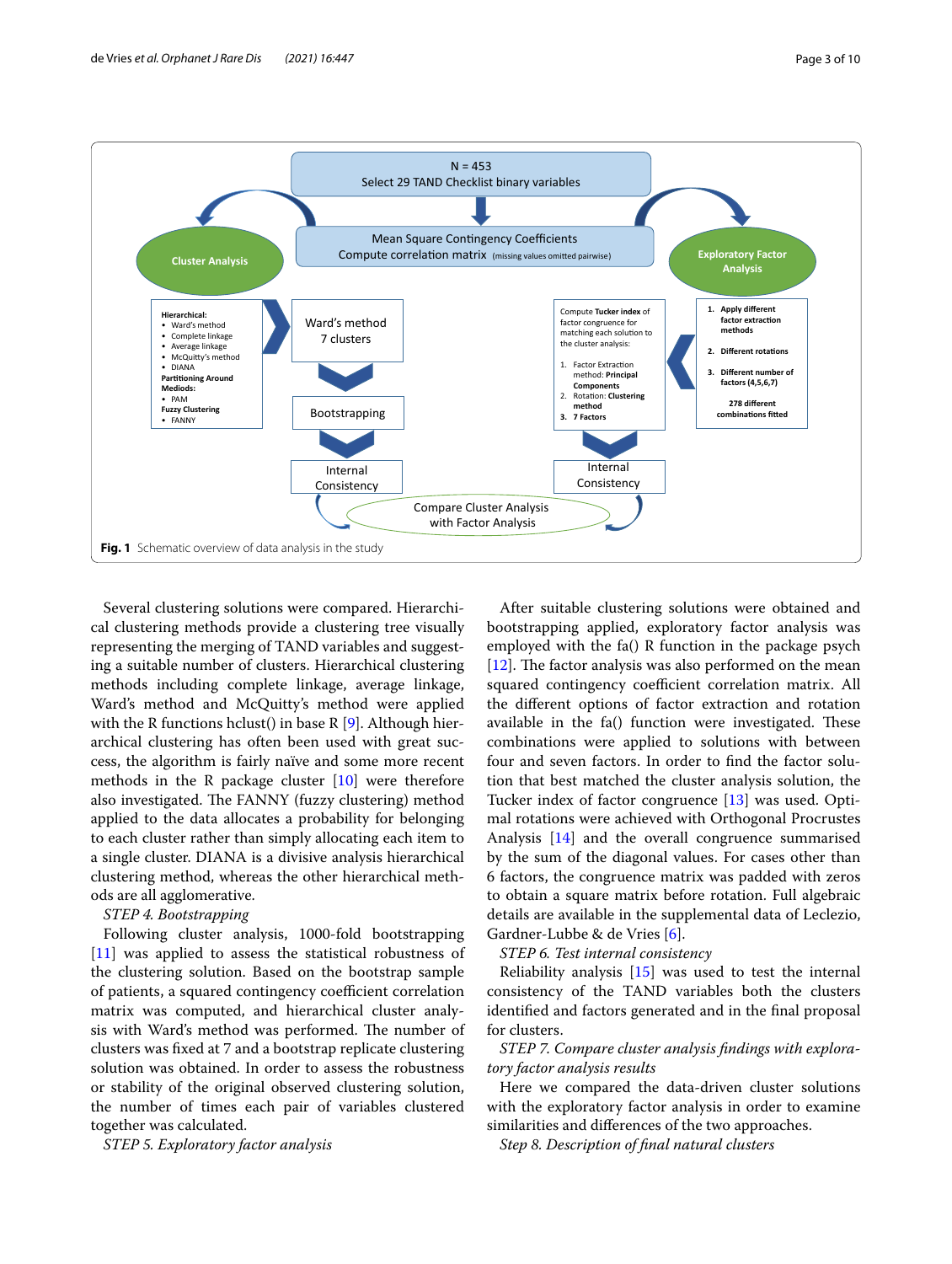**Fig. 1** Schematic overview of data analysis in the study

Several clustering solutions were compared. Hierarchical clustering methods provide a clustering tree visually representing the merging of TAND variables and suggesting a suitable number of clusters. Hierarchical clustering methods including complete linkage, average linkage, Ward's method and McQuitty's method were applied with the R functions hclust() in base R [9]. Although hierarchical clustering has often been used with great success, the algorithm is fairly naïve and some more recent methods in the R package cluster [10] were therefore also investigated. The FANNY (fuzzy clustering) method applied to the data allocates a probability for belonging to each cluster rather than simply allocating each item to a single cluster. DIANA is a divisive analysis hierarchical clustering method, whereas the other hierarchical methods are all agglomerative.

*STEP 4. Bootstrapping*

Following cluster analysis, 1000-fold bootstrapping [11] was applied to assess the statistical robustness of the clustering solution. Based on the bootstrap sample of patients, a squared contingency coefficient correlation matrix was computed, and hierarchical cluster analysis with Ward's method was performed. The number of clusters was fixed at 7 and a bootstrap replicate clustering solution was obtained. In order to assess the robustness or stability of the original observed clustering solution, the number of times each pair of variables clustered together was calculated.

*STEP 5. Exploratory factor analysis*

After suitable clustering solutions were obtained and bootstrapping applied, exploratory factor analysis was employed with the fa() R function in the package psych [12]. The factor analysis was also performed on the mean squared contingency coefficient correlation matrix. All the different options of factor extraction and rotation available in the fa() function were investigated. These combinations were applied to solutions with between four and seven factors. In order to find the factor solution that best matched the cluster analysis solution, the Tucker index of factor congruence [13] was used. Optimal rotations were achieved with Orthogonal Procrustes Analysis [14] and the overall congruence summarised by the sum of the diagonal values. For cases other than 6 factors, the congruence matrix was padded with zeros to obtain a square matrix before rotation. Full algebraic details are available in the supplemental data of Leclezio, Gardner-Lubbe & de Vries [6].

*STEP 6. Test internal consistency*

Reliability analysis [15] was used to test the internal consistency of the TAND variables both the clusters identified and factors generated and in the final proposal for clusters.

*STEP 7. Compare cluster analysis findings with exploratory factor analysis results*

Here we compared the data-driven cluster solutions with the exploratory factor analysis in order to examine similarities and differences of the two approaches.

*Step 8. Description of final natural clusters*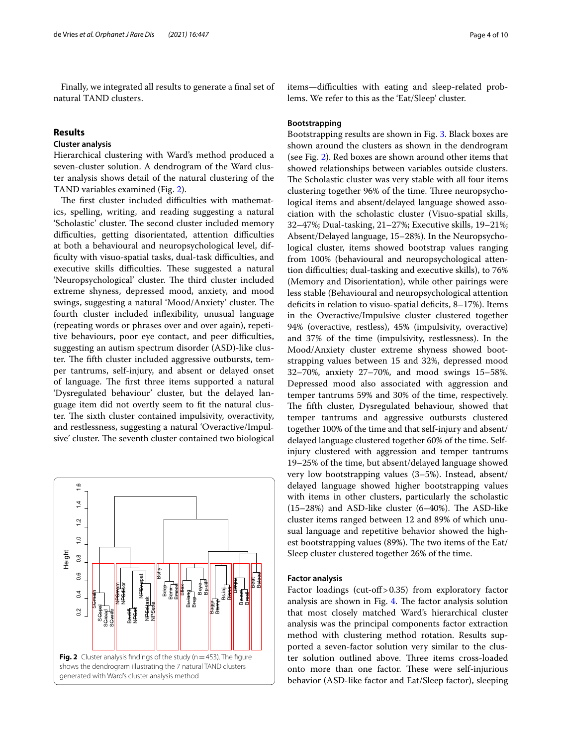Finally, we integrated all results to generate a final set of natural TAND clusters.

## Results

### Cluster analysis

Hierarchical clustering with Ward's method produced a seven-cluster solution. A dendrogram of the Ward cluster analysis shows detail of the natural clustering of the TAND variables examined (Fig. 2).

The first cluster included difficulties with mathematics, spelling, writing, and reading suggesting a natural 'Scholastic' cluster. The second cluster included memory difficulties, getting disorientated, attention difficulties at both a behavioural and neuropsychological level, difficulty with visuo-spatial tasks, dual-task difficulties, and executive skills difficulties. These suggested a natural 'Neuropsychological' cluster. The third cluster included extreme shyness, depressed mood, anxiety, and mood swings, suggesting a natural 'Mood/Anxiety' cluster. The fourth cluster included inflexibility, unusual language (repeating words or phrases over and over again), repetitive behaviours, poor eye contact, and peer difficulties, suggesting an autism spectrum disorder (ASD)-like cluster. The fifth cluster included aggressive outbursts, temper tantrums, self-injury, and absent or delayed onset of language. The first three items supported a natural 'Dysregulated behaviour' cluster, but the delayed language item did not overtly seem to fit the natural cluster. The sixth cluster contained impulsivity, overactivity, and restlessness, suggesting a natural 'Overactive/Impulsive' cluster. The seventh cluster contained two biological items—difficulties with eating and sleep-related problems. We refer to this as the 'Eat/Sleep' cluster.

**Fig. 2** Cluster analysis findings of the study (n = 453). The figure shows the dendrogram illustrating the 7 natural TAND clusters generated with Ward's cluster analysis method

### Bootstrapping

Bootstrapping results are shown in Fig. 3. Black boxes are shown around the clusters as shown in the dendrogram (see Fig. 2). Red boxes are shown around other items that showed relationships between variables outside clusters. The Scholastic cluster was very stable with all four items clustering together 96% of the time. Three neuropsychological items and absent/delayed language showed association with the scholastic cluster (Visuo-spatial skills, 32–47%; Dual-tasking, 21–27%; Executive skills, 19–21%; Absent/Delayed language, 15–28%). In the Neuropsychological cluster, items showed bootstrap values ranging from 100% (behavioural and neuropsychological attention difficulties; dual-tasking and executive skills), to 76% (Memory and Disorientation), while other pairings were less stable (Behavioural and neuropsychological attention deficits in relation to visuo-spatial deficits, 8–17%). Items in the Overactive/Impulsive cluster clustered together 94% (overactive, restless), 45% (impulsivity, overactive) and 37% of the time (impulsivity, restlessness). In the Mood/Anxiety cluster extreme shyness showed bootstrapping values between 15 and 32%, depressed mood 32–70%, anxiety 27–70%, and mood swings 15–58%. Depressed mood also associated with aggression and temper tantrums 59% and 30% of the time, respectively. The fifth cluster, Dysregulated behaviour, showed that temper tantrums and aggressive outbursts clustered together 100% of the time and that self-injury and absent/delayed language clustered together 60% of the time. Self-injury clustered with aggression and temper tantrums 19–25% of the time, but absent/delayed language showed very low bootstrapping values (3–5%). Instead, absent/delayed language showed higher bootstrapping values with items in other clusters, particularly the scholastic (15–28%) and ASD-like cluster (6–40%). The ASD-like cluster items ranged between 12 and 89% of which unusual language and repetitive behavior showed the highest bootstrapping values (89%). The two items of the Eat/Sleep cluster clustered together 26% of the time.

### Factor analysis

Factor loadings (cut-off > 0.35) from exploratory factor analysis are shown in Fig. 4. The factor analysis solution that most closely matched Ward's hierarchical cluster analysis was the principal components factor extraction method with clustering method rotation. Results supported a seven-factor solution very similar to the cluster solution outlined above. Three items cross-loaded onto more than one factor. These were self-injurious behavior (ASD-like factor and Eat/Sleep factor), sleeping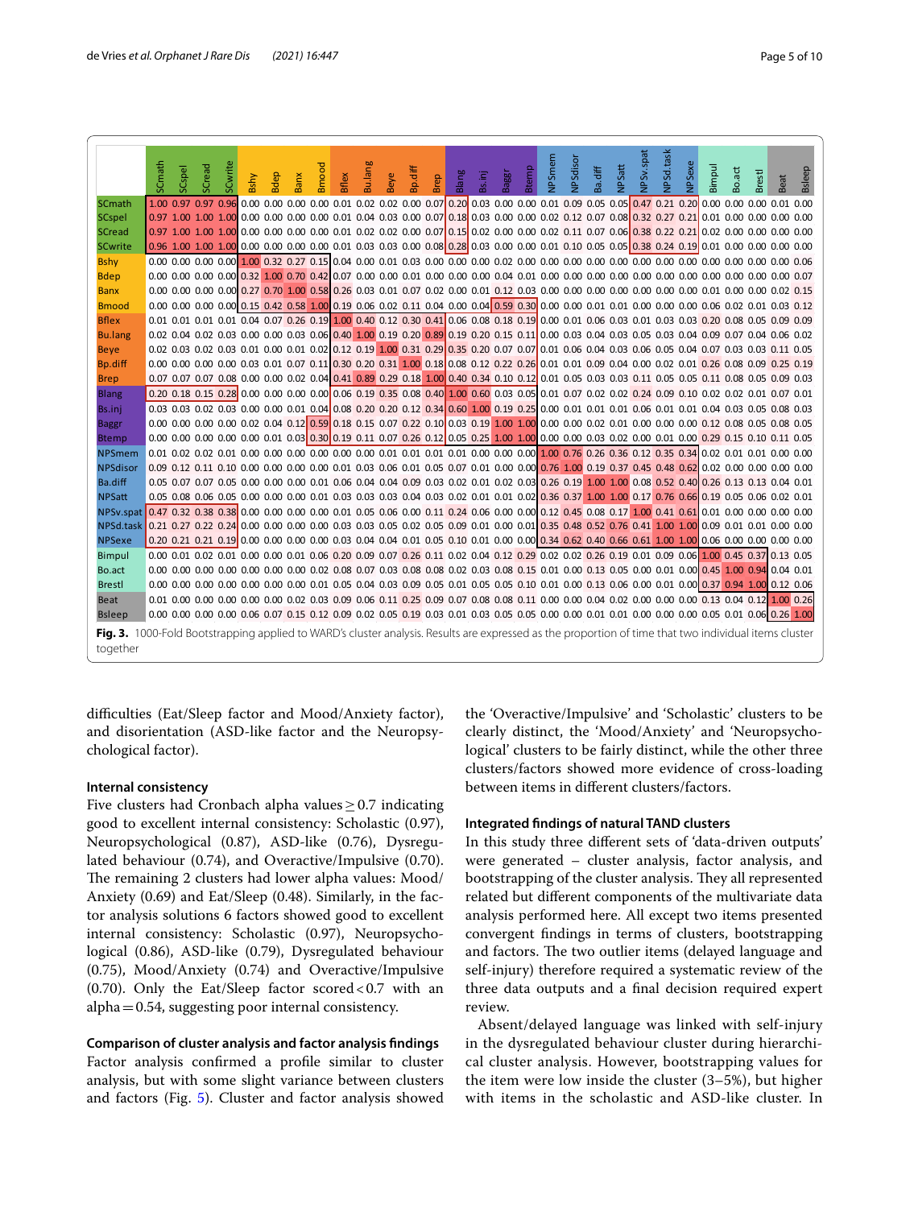|  | SCmath | SCspel | SCread | SCwrite | Bshy | Bdep | Banx | Bmood | Bflex | Bu.lang | Beye | Bp.diff | Brep | Blang | Bs.inj | Baggr | Btemp | NPSmem | NPSdisor | Ba.diff | NPSatt | NPSv.spat | NPSd.task | NPSexe | Bimpul | Bo.act | Brestl | Beat | Bsleep |
|---|---|---|---|---|---|---|---|---|---|---|---|---|---|---|---|---|---|---|---|---|---|---|---|---|---|---|---|---|---|
| SCmath | 1.00 | 0.97 | 0.97 | 0.96 | 0.00 | 0.00 | 0.00 | 0.00 | 0.01 | 0.02 | 0.02 | 0.00 | 0.07 | 0.20 | 0.03 | 0.00 | 0.00 | 0.01 | 0.09 | 0.05 | 0.05 | 0.47 | 0.21 | 0.20 | 0.00 | 0.00 | 0.00 | 0.01 | 0.00 |
| SCspel | 0.97 | 1.00 | 1.00 | 1.00 | 0.00 | 0.00 | 0.00 | 0.00 | 0.01 | 0.04 | 0.03 | 0.00 | 0.07 | 0.18 | 0.03 | 0.00 | 0.00 | 0.02 | 0.12 | 0.07 | 0.08 | 0.32 | 0.27 | 0.21 | 0.01 | 0.00 | 0.00 | 0.00 | 0.00 |
| SCread | 0.97 | 1.00 | 1.00 | 1.00 | 0.00 | 0.00 | 0.00 | 0.00 | 0.01 | 0.02 | 0.02 | 0.00 | 0.07 | 0.15 | 0.02 | 0.00 | 0.00 | 0.02 | 0.11 | 0.07 | 0.06 | 0.38 | 0.22 | 0.21 | 0.02 | 0.00 | 0.00 | 0.00 | 0.00 |
| SCwrite | 0.96 | 1.00 | 1.00 | 1.00 | 0.00 | 0.00 | 0.00 | 0.00 | 0.01 | 0.03 | 0.03 | 0.00 | 0.08 | 0.28 | 0.03 | 0.00 | 0.00 | 0.01 | 0.10 | 0.05 | 0.05 | 0.38 | 0.24 | 0.19 | 0.01 | 0.00 | 0.00 | 0.00 | 0.00 |
| Bshy | 0.00 | 0.00 | 0.00 | 0.00 | 1.00 | 0.32 | 0.27 | 0.15 | 0.04 | 0.00 | 0.01 | 0.03 | 0.00 | 0.00 | 0.00 | 0.02 | 0.00 | 0.00 | 0.00 | 0.00 | 0.00 | 0.00 | 0.00 | 0.00 | 0.00 | 0.00 | 0.00 | 0.00 | 0.06 |
| Bdep | 0.00 | 0.00 | 0.00 | 0.00 | 0.32 | 1.00 | 0.70 | 0.42 | 0.07 | 0.00 | 0.00 | 0.01 | 0.00 | 0.00 | 0.00 | 0.04 | 0.01 | 0.00 | 0.00 | 0.00 | 0.00 | 0.00 | 0.00 | 0.00 | 0.00 | 0.00 | 0.00 | 0.00 | 0.07 |
| Banx | 0.00 | 0.00 | 0.00 | 0.00 | 0.27 | 0.70 | 1.00 | 0.58 | 0.26 | 0.03 | 0.01 | 0.07 | 0.02 | 0.00 | 0.01 | 0.12 | 0.03 | 0.00 | 0.00 | 0.00 | 0.00 | 0.00 | 0.00 | 0.00 | 0.01 | 0.00 | 0.00 | 0.02 | 0.15 |
| Bmood | 0.00 | 0.00 | 0.00 | 0.00 | 0.15 | 0.42 | 0.58 | 1.00 | 0.19 | 0.06 | 0.02 | 0.11 | 0.04 | 0.00 | 0.04 | 0.59 | 0.30 | 0.00 | 0.00 | 0.01 | 0.01 | 0.00 | 0.00 | 0.00 | 0.06 | 0.02 | 0.01 | 0.03 | 0.12 |
| Bflex | 0.01 | 0.01 | 0.01 | 0.01 | 0.04 | 0.07 | 0.26 | 0.19 | 1.00 | 0.40 | 0.12 | 0.30 | 0.41 | 0.06 | 0.08 | 0.18 | 0.19 | 0.00 | 0.01 | 0.06 | 0.03 | 0.01 | 0.03 | 0.03 | 0.20 | 0.08 | 0.05 | 0.09 | 0.09 |
| Bu.lang | 0.02 | 0.04 | 0.02 | 0.03 | 0.00 | 0.00 | 0.03 | 0.06 | 0.40 | 1.00 | 0.19 | 0.20 | 0.89 | 0.19 | 0.20 | 0.15 | 0.11 | 0.00 | 0.03 | 0.04 | 0.03 | 0.05 | 0.03 | 0.04 | 0.09 | 0.07 | 0.04 | 0.06 | 0.02 |
| Beye | 0.02 | 0.03 | 0.02 | 0.03 | 0.01 | 0.00 | 0.01 | 0.02 | 0.12 | 0.19 | 1.00 | 0.31 | 0.29 | 0.35 | 0.20 | 0.07 | 0.07 | 0.01 | 0.06 | 0.04 | 0.03 | 0.06 | 0.05 | 0.04 | 0.07 | 0.03 | 0.03 | 0.11 | 0.05 |
| Bp.diff | 0.00 | 0.00 | 0.00 | 0.00 | 0.03 | 0.01 | 0.07 | 0.11 | 0.30 | 0.20 | 0.31 | 1.00 | 0.18 | 0.08 | 0.12 | 0.22 | 0.26 | 0.01 | 0.01 | 0.09 | 0.04 | 0.00 | 0.02 | 0.01 | 0.26 | 0.08 | 0.09 | 0.25 | 0.19 |
| Brep | 0.07 | 0.07 | 0.07 | 0.08 | 0.00 | 0.00 | 0.02 | 0.04 | 0.41 | 0.89 | 0.29 | 0.18 | 1.00 | 0.40 | 0.34 | 0.10 | 0.12 | 0.01 | 0.05 | 0.03 | 0.03 | 0.11 | 0.05 | 0.05 | 0.11 | 0.08 | 0.05 | 0.09 | 0.03 |
| Blang | 0.20 | 0.18 | 0.15 | 0.28 | 0.00 | 0.00 | 0.00 | 0.00 | 0.06 | 0.19 | 0.35 | 0.08 | 0.40 | 1.00 | 0.60 | 0.03 | 0.05 | 0.01 | 0.07 | 0.02 | 0.02 | 0.24 | 0.09 | 0.10 | 0.02 | 0.02 | 0.01 | 0.07 | 0.01 |
| Bs.inj | 0.03 | 0.03 | 0.02 | 0.03 | 0.00 | 0.00 | 0.01 | 0.04 | 0.08 | 0.20 | 0.20 | 0.12 | 0.34 | 0.60 | 1.00 | 0.19 | 0.25 | 0.00 | 0.01 | 0.01 | 0.01 | 0.06 | 0.01 | 0.01 | 0.04 | 0.03 | 0.05 | 0.08 | 0.03 |
| Baggr | 0.00 | 0.00 | 0.00 | 0.00 | 0.02 | 0.04 | 0.12 | 0.59 | 0.18 | 0.15 | 0.07 | 0.22 | 0.10 | 0.03 | 0.19 | 1.00 | 1.00 | 0.00 | 0.00 | 0.02 | 0.01 | 0.00 | 0.00 | 0.00 | 0.12 | 0.08 | 0.05 | 0.08 | 0.05 |
| Btemp | 0.00 | 0.00 | 0.00 | 0.00 | 0.00 | 0.01 | 0.03 | 0.30 | 0.19 | 0.11 | 0.07 | 0.26 | 0.12 | 0.05 | 0.25 | 1.00 | 1.00 | 0.00 | 0.00 | 0.03 | 0.02 | 0.00 | 0.01 | 0.00 | 0.29 | 0.15 | 0.10 | 0.11 | 0.05 |
| NPSmem | 0.01 | 0.02 | 0.02 | 0.01 | 0.00 | 0.00 | 0.00 | 0.00 | 0.00 | 0.00 | 0.01 | 0.01 | 0.01 | 0.01 | 0.00 | 0.00 | 0.00 | 1.00 | 0.76 | 0.26 | 0.36 | 0.12 | 0.35 | 0.34 | 0.02 | 0.01 | 0.01 | 0.00 | 0.00 |
| NPSdisor | 0.09 | 0.12 | 0.11 | 0.10 | 0.00 | 0.00 | 0.00 | 0.00 | 0.01 | 0.03 | 0.06 | 0.01 | 0.05 | 0.07 | 0.01 | 0.00 | 0.00 | 0.76 | 1.00 | 0.19 | 0.37 | 0.45 | 0.48 | 0.62 | 0.02 | 0.00 | 0.00 | 0.00 | 0.00 |
| Ba.diff | 0.05 | 0.07 | 0.07 | 0.05 | 0.00 | 0.00 | 0.00 | 0.01 | 0.06 | 0.04 | 0.04 | 0.09 | 0.03 | 0.02 | 0.01 | 0.02 | 0.03 | 0.26 | 0.19 | 1.00 | 1.00 | 0.08 | 0.52 | 0.40 | 0.26 | 0.13 | 0.13 | 0.04 | 0.01 |
| NPSatt | 0.05 | 0.08 | 0.06 | 0.05 | 0.00 | 0.00 | 0.00 | 0.01 | 0.03 | 0.03 | 0.03 | 0.04 | 0.03 | 0.02 | 0.01 | 0.01 | 0.02 | 0.36 | 0.37 | 1.00 | 1.00 | 0.17 | 0.76 | 0.66 | 0.19 | 0.05 | 0.06 | 0.02 | 0.01 |
| NPSv.spat | 0.47 | 0.32 | 0.38 | 0.38 | 0.00 | 0.00 | 0.00 | 0.00 | 0.01 | 0.05 | 0.06 | 0.00 | 0.11 | 0.24 | 0.06 | 0.00 | 0.00 | 0.12 | 0.45 | 0.08 | 0.17 | 1.00 | 0.41 | 0.61 | 0.01 | 0.00 | 0.00 | 0.00 | 0.00 |
| NPSd.task | 0.21 | 0.27 | 0.22 | 0.24 | 0.00 | 0.00 | 0.00 | 0.00 | 0.03 | 0.03 | 0.05 | 0.02 | 0.05 | 0.09 | 0.01 | 0.00 | 0.01 | 0.35 | 0.48 | 0.52 | 0.76 | 0.41 | 1.00 | 1.00 | 0.09 | 0.01 | 0.01 | 0.00 | 0.00 |
| NPSexe | 0.20 | 0.21 | 0.21 | 0.19 | 0.00 | 0.00 | 0.00 | 0.00 | 0.03 | 0.04 | 0.04 | 0.01 | 0.05 | 0.10 | 0.01 | 0.00 | 0.00 | 0.34 | 0.62 | 0.40 | 0.66 | 0.61 | 1.00 | 1.00 | 0.06 | 0.00 | 0.00 | 0.00 | 0.00 |
| Bimpul | 0.00 | 0.01 | 0.02 | 0.01 | 0.00 | 0.00 | 0.01 | 0.06 | 0.20 | 0.09 | 0.07 | 0.26 | 0.11 | 0.02 | 0.04 | 0.12 | 0.29 | 0.02 | 0.02 | 0.26 | 0.19 | 0.01 | 0.09 | 0.06 | 1.00 | 0.45 | 0.37 | 0.13 | 0.05 |
| Bo.act | 0.00 | 0.00 | 0.00 | 0.00 | 0.00 | 0.00 | 0.00 | 0.02 | 0.08 | 0.07 | 0.03 | 0.08 | 0.08 | 0.02 | 0.03 | 0.08 | 0.15 | 0.01 | 0.00 | 0.13 | 0.05 | 0.00 | 0.01 | 0.00 | 0.45 | 1.00 | 0.94 | 0.04 | 0.01 |
| Brestl | 0.00 | 0.00 | 0.00 | 0.00 | 0.00 | 0.00 | 0.00 | 0.01 | 0.05 | 0.04 | 0.03 | 0.09 | 0.05 | 0.01 | 0.05 | 0.05 | 0.10 | 0.01 | 0.00 | 0.13 | 0.06 | 0.00 | 0.01 | 0.00 | 0.37 | 0.94 | 1.00 | 0.12 | 0.06 |
| Beat | 0.01 | 0.00 | 0.00 | 0.00 | 0.00 | 0.00 | 0.02 | 0.03 | 0.09 | 0.06 | 0.11 | 0.25 | 0.09 | 0.07 | 0.08 | 0.08 | 0.11 | 0.00 | 0.00 | 0.04 | 0.02 | 0.00 | 0.00 | 0.00 | 0.13 | 0.04 | 0.12 | 1.00 | 0.26 |
| Bsleep | 0.00 | 0.00 | 0.00 | 0.00 | 0.06 | 0.07 | 0.15 | 0.12 | 0.09 | 0.02 | 0.05 | 0.19 | 0.03 | 0.01 | 0.03 | 0.05 | 0.05 | 0.00 | 0.00 | 0.01 | 0.01 | 0.00 | 0.00 | 0.00 | 0.05 | 0.01 | 0.06 | 0.26 | 1.00 |

**Fig. 3.** 1000-Fold Bootstrapping applied to WARD's cluster analysis. Results are expressed as the proportion of time that two individual items cluster together

difficulties (Eat/Sleep factor and Mood/Anxiety factor), and disorientation (ASD-like factor and the Neuropsychological factor).

### Internal consistency

Five clusters had Cronbach alpha values ≥ 0.7 indicating good to excellent internal consistency: Scholastic (0.97), Neuropsychological (0.87), ASD-like (0.76), Dysregulated behaviour (0.74), and Overactive/Impulsive (0.70). The remaining 2 clusters had lower alpha values: Mood/Anxiety (0.69) and Eat/Sleep (0.48). Similarly, in the factor analysis solutions 6 factors showed good to excellent internal consistency: Scholastic (0.97), Neuropsychological (0.86), ASD-like (0.79), Dysregulated behaviour (0.75), Mood/Anxiety (0.74) and Overactive/Impulsive (0.70). Only the Eat/Sleep factor scored < 0.7 with an alpha = 0.54, suggesting poor internal consistency.

### Comparison of cluster analysis and factor analysis findings

Factor analysis confirmed a profile similar to cluster analysis, but with some slight variance between clusters and factors (Fig. 5). Cluster and factor analysis showed the 'Overactive/Impulsive' and 'Scholastic' clusters to be clearly distinct, the 'Mood/Anxiety' and 'Neuropsychological' clusters to be fairly distinct, while the other three clusters/factors showed more evidence of cross-loading between items in different clusters/factors.

### Integrated findings of natural TAND clusters

In this study three different sets of 'data-driven outputs' were generated – cluster analysis, factor analysis, and bootstrapping of the cluster analysis. They all represented related but different components of the multivariate data analysis performed here. All except two items presented convergent findings in terms of clusters, bootstrapping and factors. The two outlier items (delayed language and self-injury) therefore required a systematic review of the three data outputs and a final decision required expert review.

Absent/delayed language was linked with self-injury in the dysregulated behaviour cluster during hierarchical cluster analysis. However, bootstrapping values for the item were low inside the cluster (3–5%), but higher with items in the scholastic and ASD-like cluster. In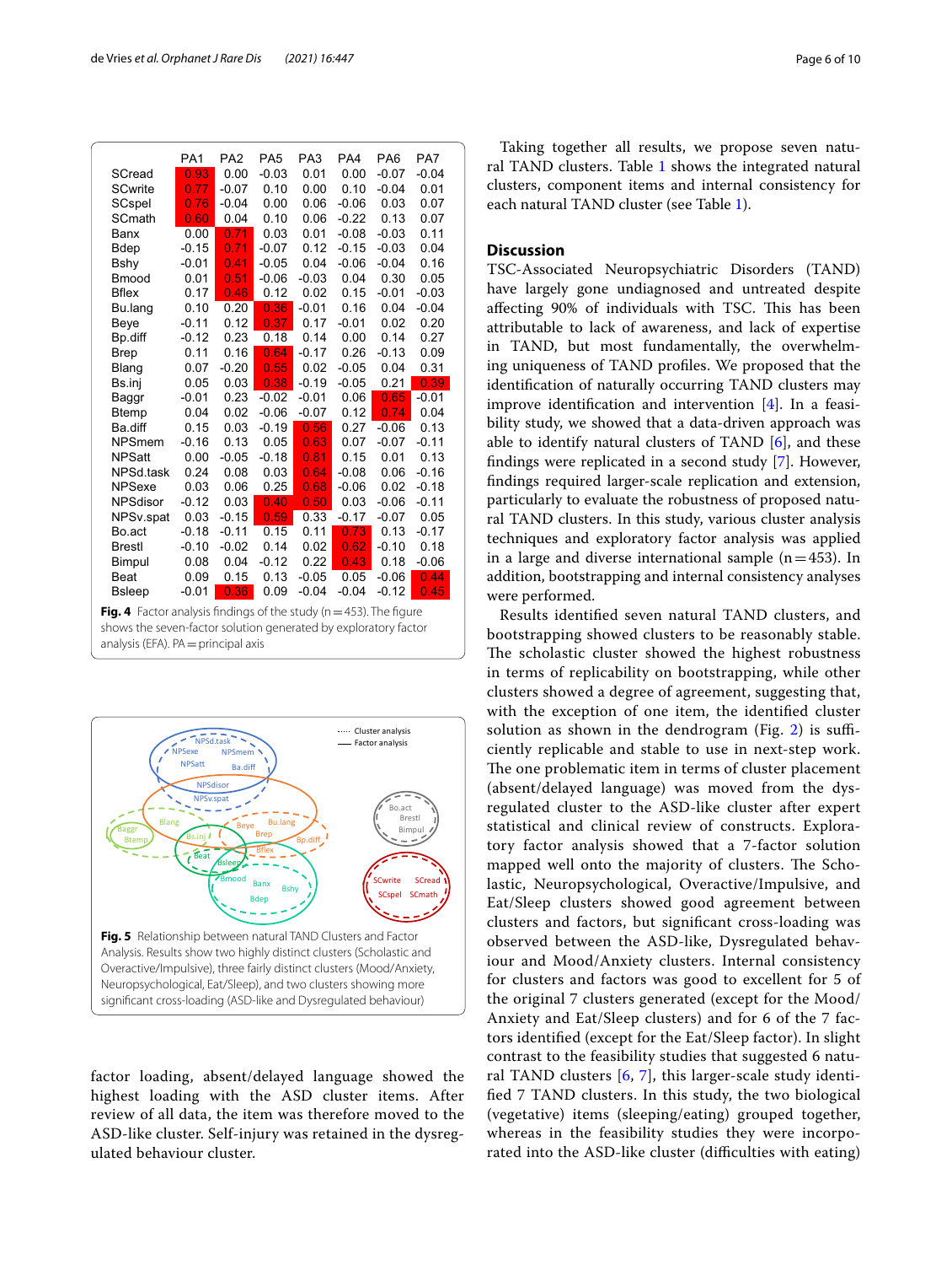|  | PA1 | PA2 | PA5 | PA3 | PA4 | PA6 | PA7 |
|---|---|---|---|---|---|---|---|
| SCread | 0.93 | 0.00 | -0.03 | 0.01 | 0.00 | -0.07 | -0.04 |
| SCwrite | 0.77 | -0.07 | 0.10 | 0.00 | 0.10 | -0.04 | 0.01 |
| SCspel | 0.76 | -0.04 | 0.00 | 0.06 | -0.06 | 0.03 | 0.07 |
| SCmath | 0.60 | 0.04 | 0.10 | 0.06 | -0.22 | 0.13 | 0.07 |
| Banx | 0.00 | 0.71 | 0.03 | 0.01 | -0.08 | -0.03 | 0.11 |
| Bdep | -0.15 | 0.71 | -0.07 | 0.12 | -0.15 | -0.03 | 0.04 |
| Bshy | -0.01 | 0.41 | -0.05 | 0.04 | -0.06 | -0.04 | 0.16 |
| Bmood | 0.01 | 0.51 | -0.06 | -0.03 | 0.04 | 0.30 | 0.05 |
| Bflex | 0.17 | 0.46 | 0.12 | 0.02 | 0.15 | -0.01 | -0.03 |
| Bu.lang | 0.10 | 0.20 | 0.36 | -0.01 | 0.16 | 0.04 | -0.04 |
| Beye | -0.11 | 0.12 | 0.37 | 0.17 | -0.01 | 0.02 | 0.20 |
| Bp.diff | -0.12 | 0.23 | 0.18 | 0.14 | 0.00 | 0.14 | 0.27 |
| Brep | 0.11 | 0.16 | 0.64 | -0.17 | 0.26 | -0.13 | 0.09 |
| Blang | 0.07 | -0.20 | 0.55 | 0.02 | -0.05 | 0.04 | 0.31 |
| Bs.inj | 0.05 | 0.03 | 0.38 | -0.19 | -0.05 | 0.21 | 0.39 |
| Baggr | -0.01 | 0.23 | -0.02 | -0.01 | 0.06 | 0.65 | -0.01 |
| Btemp | 0.04 | 0.02 | -0.06 | -0.07 | 0.12 | 0.74 | 0.04 |
| Ba.diff | 0.15 | 0.03 | -0.19 | 0.56 | 0.27 | -0.06 | 0.13 |
| NPSmem | -0.16 | 0.13 | 0.05 | 0.63 | 0.07 | -0.07 | -0.11 |
| NPSatt | 0.00 | -0.05 | -0.18 | 0.81 | 0.15 | 0.01 | 0.13 |
| NPSd.task | 0.24 | 0.08 | 0.03 | 0.64 | -0.08 | 0.06 | -0.16 |
| NPSexe | 0.03 | 0.06 | 0.25 | 0.68 | -0.06 | 0.02 | -0.18 |
| NPSdisor | -0.12 | 0.03 | 0.40 | 0.50 | 0.03 | -0.06 | -0.11 |
| NPSv.spat | 0.03 | -0.15 | 0.59 | 0.33 | -0.17 | -0.07 | 0.05 |
| Bo.act | -0.18 | -0.11 | 0.15 | 0.11 | 0.73 | 0.13 | -0.17 |
| Brestl | -0.10 | -0.02 | 0.14 | 0.02 | 0.62 | -0.10 | 0.18 |
| Bimpul | 0.08 | 0.04 | -0.12 | 0.22 | 0.43 | 0.18 | -0.06 |
| Beat | 0.09 | 0.15 | 0.13 | -0.05 | 0.05 | -0.06 | 0.44 |
| Bsleep | -0.01 | 0.36 | 0.09 | -0.04 | -0.04 | -0.12 | 0.45 |

**Fig. 4** Factor analysis findings of the study (n = 453). The figure shows the seven-factor solution generated by exploratory factor analysis (EFA). PA = principal axis

**Fig. 5** Relationship between natural TAND Clusters and Factor Analysis. Results show two highly distinct clusters (Scholastic and Overactive/Impulsive), three fairly distinct clusters (Mood/Anxiety, Neuropsychological, Eat/Sleep), and two clusters showing more significant cross-loading (ASD-like and Dysregulated behaviour)

factor loading, absent/delayed language showed the highest loading with the ASD cluster items. After review of all data, the item was therefore moved to the ASD-like cluster. Self-injury was retained in the dysregulated behaviour cluster.

Taking together all results, we propose seven natural TAND clusters. Table 1 shows the integrated natural clusters, component items and internal consistency for each natural TAND cluster (see Table 1).

## Discussion

TSC-Associated Neuropsychiatric Disorders (TAND) have largely gone undiagnosed and untreated despite affecting 90% of individuals with TSC. This has been attributable to lack of awareness, and lack of expertise in TAND, but most fundamentally, the overwhelming uniqueness of TAND profiles. We proposed that the identification of naturally occurring TAND clusters may improve identification and intervention [4]. In a feasibility study, we showed that a data-driven approach was able to identify natural clusters of TAND [6], and these findings were replicated in a second study [7]. However, findings required larger-scale replication and extension, particularly to evaluate the robustness of proposed natural TAND clusters. In this study, various cluster analysis techniques and exploratory factor analysis was applied in a large and diverse international sample (n = 453). In addition, bootstrapping and internal consistency analyses were performed.

Results identified seven natural TAND clusters, and bootstrapping showed clusters to be reasonably stable. The scholastic cluster showed the highest robustness in terms of replicability on bootstrapping, while other clusters showed a degree of agreement, suggesting that, with the exception of one item, the identified cluster solution as shown in the dendrogram (Fig. 2) is sufficiently replicable and stable to use in next-step work. The one problematic item in terms of cluster placement (absent/delayed language) was moved from the dysregulated cluster to the ASD-like cluster after expert statistical and clinical review of constructs. Exploratory factor analysis showed that a 7-factor solution mapped well onto the majority of clusters. The Scholastic, Neuropsychological, Overactive/Impulsive, and Eat/Sleep clusters showed good agreement between clusters and factors, but significant cross-loading was observed between the ASD-like, Dysregulated behaviour and Mood/Anxiety clusters. Internal consistency for clusters and factors was good to excellent for 5 of the original 7 clusters generated (except for the Mood/Anxiety and Eat/Sleep clusters) and for 6 of the 7 factors identified (except for the Eat/Sleep factor). In slight contrast to the feasibility studies that suggested 6 natural TAND clusters [6, 7], this larger-scale study identified 7 TAND clusters. In this study, the two biological (vegetative) items (sleeping/eating) grouped together, whereas in the feasibility studies they were incorporated into the ASD-like cluster (difficulties with eating)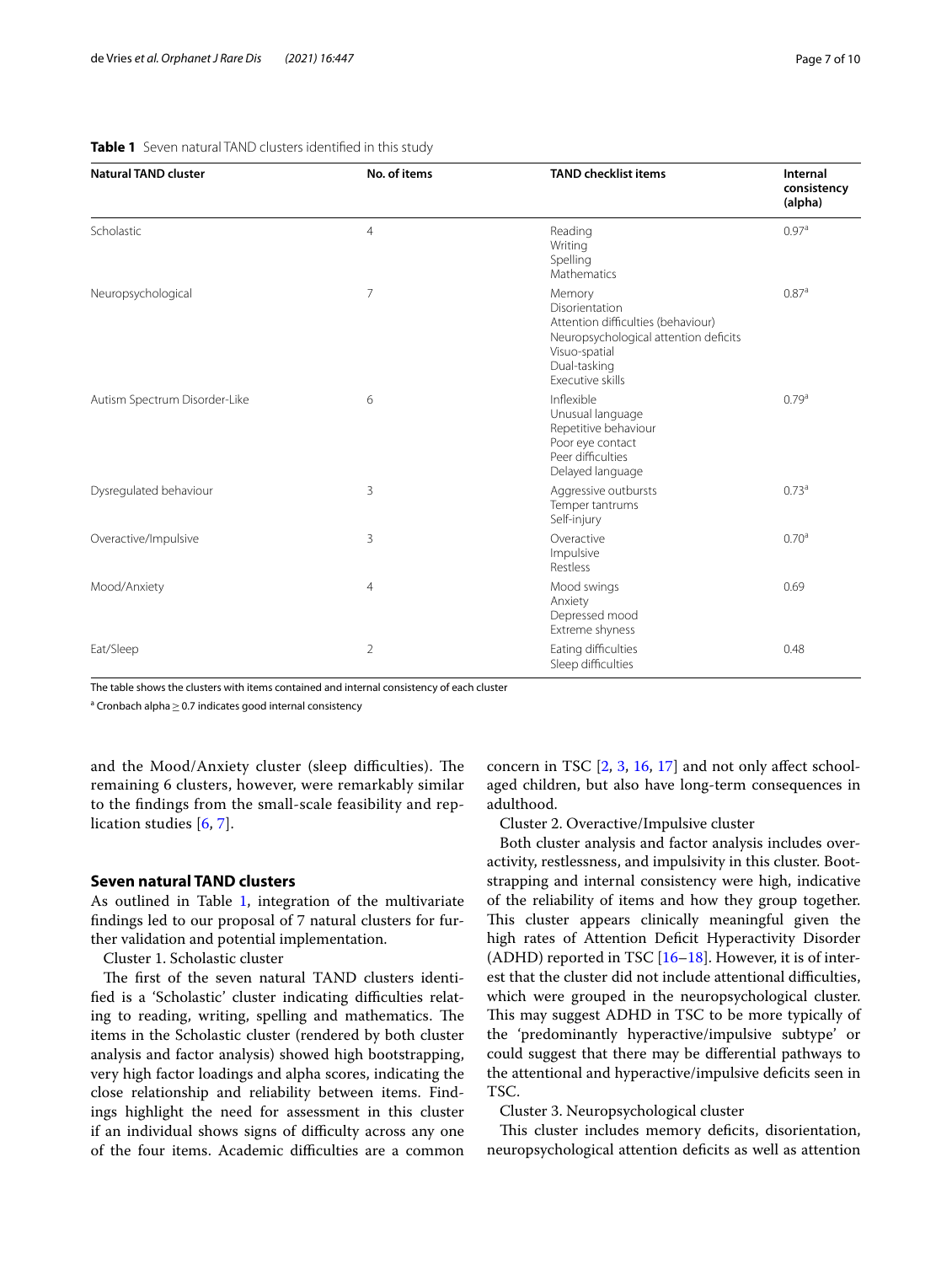**Table 1** Seven natural TAND clusters identified in this study

| Natural TAND cluster | No. of items | TAND checklist items | Internal consistency (alpha) |
|---|---|---|---|
| Scholastic | 4 | Reading<br>Writing<br>Spelling<br>Mathematics | 0.97[a] |
| Neuropsychological | 7 | Memory<br>Disorientation<br>Attention difficulties (behaviour)<br>Neuropsychological attention deficits<br>Visuo-spatial<br>Dual-tasking<br>Executive skills | 0.87[a] |
| Autism Spectrum Disorder-Like | 6 | Inflexible<br>Unusual language<br>Repetitive behaviour<br>Poor eye contact<br>Peer difficulties<br>Delayed language | 0.79[a] |
| Dysregulated behaviour | 3 | Aggressive outbursts<br>Temper tantrums<br>Self-injury | 0.73[a] |
| Overactive/Impulsive | 3 | Overactive<br>Impulsive<br>Restless | 0.70[a] |
| Mood/Anxiety | 4 | Mood swings<br>Anxiety<br>Depressed mood<br>Extreme shyness | 0.69 |
| Eat/Sleep | 2 | Eating difficulties<br>Sleep difficulties | 0.48 |

The table shows the clusters with items contained and internal consistency of each cluster

[a] Cronbach alpha ≥ 0.7 indicates good internal consistency

and the Mood/Anxiety cluster (sleep difficulties). The remaining 6 clusters, however, were remarkably similar to the findings from the small-scale feasibility and replication studies [6, 7].

## Seven natural TAND clusters

As outlined in Table 1, integration of the multivariate findings led to our proposal of 7 natural clusters for further validation and potential implementation.

Cluster 1. Scholastic cluster

The first of the seven natural TAND clusters identified is a 'Scholastic' cluster indicating difficulties relating to reading, writing, spelling and mathematics. The items in the Scholastic cluster (rendered by both cluster analysis and factor analysis) showed high bootstrapping, very high factor loadings and alpha scores, indicating the close relationship and reliability between items. Findings highlight the need for assessment in this cluster if an individual shows signs of difficulty across any one of the four items. Academic difficulties are a common concern in TSC [2, 3, 16, 17] and not only affect school-aged children, but also have long-term consequences in adulthood.

Cluster 2. Overactive/Impulsive cluster

Both cluster analysis and factor analysis includes overactivity, restlessness, and impulsivity in this cluster. Bootstrapping and internal consistency were high, indicative of the reliability of items and how they group together. This cluster appears clinically meaningful given the high rates of Attention Deficit Hyperactivity Disorder (ADHD) reported in TSC [16–18]. However, it is of interest that the cluster did not include attentional difficulties, which were grouped in the neuropsychological cluster. This may suggest ADHD in TSC to be more typically of the 'predominantly hyperactive/impulsive subtype' or could suggest that there may be differential pathways to the attentional and hyperactive/impulsive deficits seen in TSC.

Cluster 3. Neuropsychological cluster

This cluster includes memory deficits, disorientation, neuropsychological attention deficits as well as attention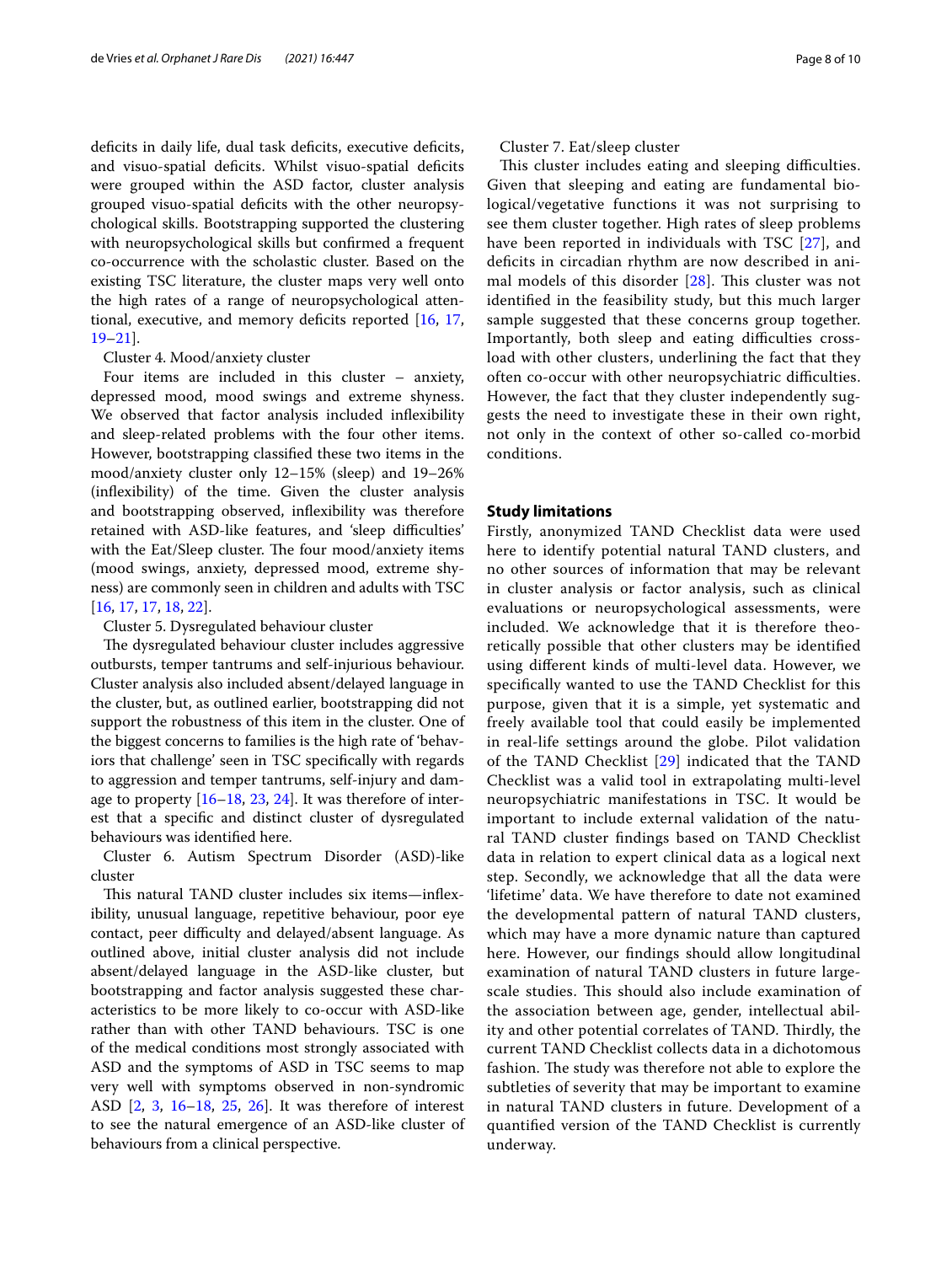deficits in daily life, dual task deficits, executive deficits, and visuo-spatial deficits. Whilst visuo-spatial deficits were grouped within the ASD factor, cluster analysis grouped visuo-spatial deficits with the other neuropsychological skills. Bootstrapping supported the clustering with neuropsychological skills but confirmed a frequent co-occurrence with the scholastic cluster. Based on the existing TSC literature, the cluster maps very well onto the high rates of a range of neuropsychological attentional, executive, and memory deficits reported [16, 17, 19–21].

Cluster 4. Mood/anxiety cluster

Four items are included in this cluster – anxiety, depressed mood, mood swings and extreme shyness. We observed that factor analysis included inflexibility and sleep-related problems with the four other items. However, bootstrapping classified these two items in the mood/anxiety cluster only 12–15% (sleep) and 19–26% (inflexibility) of the time. Given the cluster analysis and bootstrapping observed, inflexibility was therefore retained with ASD-like features, and 'sleep difficulties' with the Eat/Sleep cluster. The four mood/anxiety items (mood swings, anxiety, depressed mood, extreme shyness) are commonly seen in children and adults with TSC [16, 17, 17, 18, 22].

Cluster 5. Dysregulated behaviour cluster

The dysregulated behaviour cluster includes aggressive outbursts, temper tantrums and self-injurious behaviour. Cluster analysis also included absent/delayed language in the cluster, but, as outlined earlier, bootstrapping did not support the robustness of this item in the cluster. One of the biggest concerns to families is the high rate of 'behaviors that challenge' seen in TSC specifically with regards to aggression and temper tantrums, self-injury and damage to property [16–18, 23, 24]. It was therefore of interest that a specific and distinct cluster of dysregulated behaviours was identified here.

Cluster 6. Autism Spectrum Disorder (ASD)-like cluster

This natural TAND cluster includes six items—inflexibility, unusual language, repetitive behaviour, poor eye contact, peer difficulty and delayed/absent language. As outlined above, initial cluster analysis did not include absent/delayed language in the ASD-like cluster, but bootstrapping and factor analysis suggested these characteristics to be more likely to co-occur with ASD-like rather than with other TAND behaviours. TSC is one of the medical conditions most strongly associated with ASD and the symptoms of ASD in TSC seems to map very well with symptoms observed in non-syndromic ASD [2, 3, 16–18, 25, 26]. It was therefore of interest to see the natural emergence of an ASD-like cluster of behaviours from a clinical perspective.

Cluster 7. Eat/sleep cluster

This cluster includes eating and sleeping difficulties. Given that sleeping and eating are fundamental biological/vegetative functions it was not surprising to see them cluster together. High rates of sleep problems have been reported in individuals with TSC [27], and deficits in circadian rhythm are now described in animal models of this disorder [28]. This cluster was not identified in the feasibility study, but this much larger sample suggested that these concerns group together. Importantly, both sleep and eating difficulties cross-load with other clusters, underlining the fact that they often co-occur with other neuropsychiatric difficulties. However, the fact that they cluster independently suggests the need to investigate these in their own right, not only in the context of other so-called co-morbid conditions.

## Study limitations

Firstly, anonymized TAND Checklist data were used here to identify potential natural TAND clusters, and no other sources of information that may be relevant in cluster analysis or factor analysis, such as clinical evaluations or neuropsychological assessments, were included. We acknowledge that it is therefore theoretically possible that other clusters may be identified using different kinds of multi-level data. However, we specifically wanted to use the TAND Checklist for this purpose, given that it is a simple, yet systematic and freely available tool that could easily be implemented in real-life settings around the globe. Pilot validation of the TAND Checklist [29] indicated that the TAND Checklist was a valid tool in extrapolating multi-level neuropsychiatric manifestations in TSC. It would be important to include external validation of the natural TAND cluster findings based on TAND Checklist data in relation to expert clinical data as a logical next step. Secondly, we acknowledge that all the data were 'lifetime' data. We have therefore to date not examined the developmental pattern of natural TAND clusters, which may have a more dynamic nature than captured here. However, our findings should allow longitudinal examination of natural TAND clusters in future large-scale studies. This should also include examination of the association between age, gender, intellectual ability and other potential correlates of TAND. Thirdly, the current TAND Checklist collects data in a dichotomous fashion. The study was therefore not able to explore the subtleties of severity that may be important to examine in natural TAND clusters in future. Development of a quantified version of the TAND Checklist is currently underway.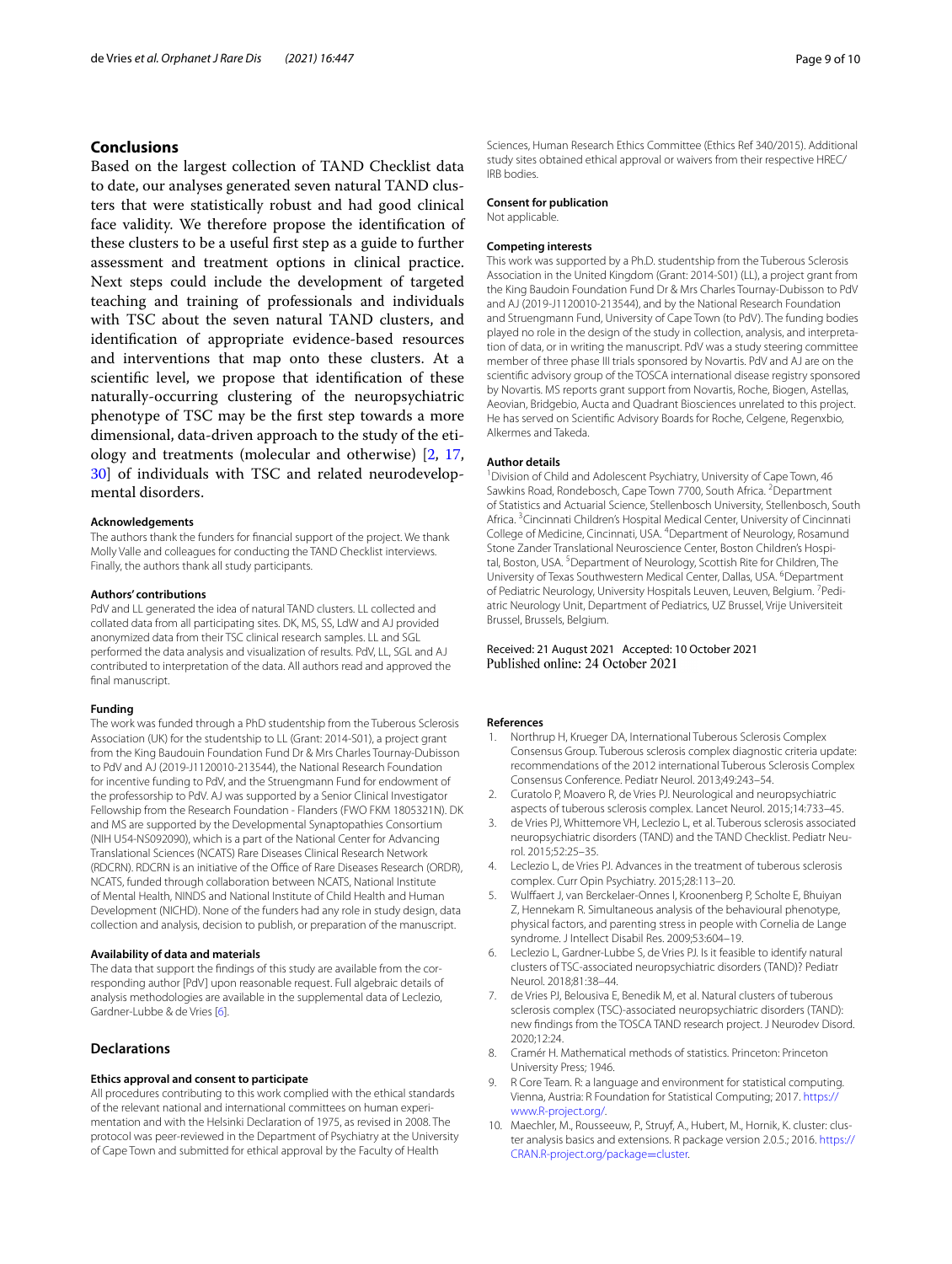## Conclusions

Based on the largest collection of TAND Checklist data to date, our analyses generated seven natural TAND clusters that were statistically robust and had good clinical face validity. We therefore propose the identification of these clusters to be a useful first step as a guide to further assessment and treatment options in clinical practice. Next steps could include the development of targeted teaching and training of professionals and individuals with TSC about the seven natural TAND clusters, and identification of appropriate evidence-based resources and interventions that map onto these clusters. At a scientific level, we propose that identification of these naturally-occurring clustering of the neuropsychiatric phenotype of TSC may be the first step towards a more dimensional, data-driven approach to the study of the etiology and treatments (molecular and otherwise) [2, 17, 30] of individuals with TSC and related neurodevelopmental disorders.

#### Acknowledgements

The authors thank the funders for financial support of the project. We thank Molly Valle and colleagues for conducting the TAND Checklist interviews. Finally, the authors thank all study participants.

#### Authors' contributions

PdV and LL generated the idea of natural TAND clusters. LL collected and collated data from all participating sites. DK, MS, SS, LdW and AJ provided anonymized data from their TSC clinical research samples. LL and SGL performed the data analysis and visualization of results. PdV, LL, SGL and AJ contributed to interpretation of the data. All authors read and approved the final manuscript.

#### Funding

The work was funded through a PhD studentship from the Tuberous Sclerosis Association (UK) for the studentship to LL (Grant: 2014-S01), a project grant from the King Baudouin Foundation Fund Dr & Mrs Charles Tournay-Dubisson to PdV and AJ (2019-J1120010-213544), the National Research Foundation for incentive funding to PdV, and the Struengmann Fund for endowment of the professorship to PdV. AJ was supported by a Senior Clinical Investigator Fellowship from the Research Foundation - Flanders (FWO FKM 1805321N). DK and MS are supported by the Developmental Synaptopathies Consortium (NIH U54-NS092090), which is a part of the National Center for Advancing Translational Sciences (NCATS) Rare Diseases Clinical Research Network (RDCRN). RDCRN is an initiative of the Office of Rare Diseases Research (ORDR), NCATS, funded through collaboration between NCATS, National Institute of Mental Health, NINDS and National Institute of Child Health and Human Development (NICHD). None of the funders had any role in study design, data collection and analysis, decision to publish, or preparation of the manuscript.

#### Availability of data and materials

The data that support the findings of this study are available from the corresponding author [PdV] upon reasonable request. Full algebraic details of analysis methodologies are available in the supplemental data of Leclezio, Gardner-Lubbe & de Vries [6].

## Declarations

#### Ethics approval and consent to participate

All procedures contributing to this work complied with the ethical standards of the relevant national and international committees on human experimentation and with the Helsinki Declaration of 1975, as revised in 2008. The protocol was peer-reviewed in the Department of Psychiatry at the University of Cape Town and submitted for ethical approval by the Faculty of Health Sciences, Human Research Ethics Committee (Ethics Ref 340/2015). Additional study sites obtained ethical approval or waivers from their respective HREC/IRB bodies.

#### Consent for publication

Not applicable.

#### Competing interests

This work was supported by a Ph.D. studentship from the Tuberous Sclerosis Association in the United Kingdom (Grant: 2014-S01) (LL), a project grant from the King Baudoin Foundation Fund Dr & Mrs Charles Tournay-Dubisson to PdV and AJ (2019-J1120010-213544), and by the National Research Foundation and Struengmann Fund, University of Cape Town (to PdV). The funding bodies played no role in the design of the study in collection, analysis, and interpretation of data, or in writing the manuscript. PdV was a study steering committee member of three phase III trials sponsored by Novartis. PdV and AJ are on the scientific advisory group of the TOSCA international disease registry sponsored by Novartis. MS reports grant support from Novartis, Roche, Biogen, Astellas, Aeovian, Bridgebio, Aucta and Quadrant Biosciences unrelated to this project. He has served on Scientific Advisory Boards for Roche, Celgene, Regenxbio, Alkermes and Takeda.

#### Author details

[1]Division of Child and Adolescent Psychiatry, University of Cape Town, 46 Sawkins Road, Rondebosch, Cape Town 7700, South Africa. [2]Department of Statistics and Actuarial Science, Stellenbosch University, Stellenbosch, South Africa. [3]Cincinnati Children's Hospital Medical Center, University of Cincinnati College of Medicine, Cincinnati, USA. [4]Department of Neurology, Rosamund Stone Zander Translational Neuroscience Center, Boston Children's Hospital, Boston, USA. [5]Department of Neurology, Scottish Rite for Children, The University of Texas Southwestern Medical Center, Dallas, USA. [6]Department of Pediatric Neurology, University Hospitals Leuven, Leuven, Belgium. [7]Pediatric Neurology Unit, Department of Pediatrics, UZ Brussel, Vrije Universiteit Brussel, Brussels, Belgium.

Received: 21 August 2021 Accepted: 10 October 2021
Published online: 24 October 2021

#### References

1. Northrup H, Krueger DA, International Tuberous Sclerosis Complex Consensus Group. Tuberous sclerosis complex diagnostic criteria update: recommendations of the 2012 international Tuberous Sclerosis Complex Consensus Conference. Pediatr Neurol. 2013;49:243–54.
2. Curatolo P, Moavero R, de Vries PJ. Neurological and neuropsychiatric aspects of tuberous sclerosis complex. Lancet Neurol. 2015;14:733–45.
3. de Vries PJ, Whittemore VH, Leclezio L, et al. Tuberous sclerosis associated neuropsychiatric disorders (TAND) and the TAND Checklist. Pediatr Neurol. 2015;52:25–35.
4. Leclezio L, de Vries PJ. Advances in the treatment of tuberous sclerosis complex. Curr Opin Psychiatry. 2015;28:113–20.
5. Wulffaert J, van Berckelaer-Onnes I, Kroonenberg P, Scholte E, Bhuiyan Z, Hennekam R. Simultaneous analysis of the behavioural phenotype, physical factors, and parenting stress in people with Cornelia de Lange syndrome. J Intellect Disabil Res. 2009;53:604–19.
6. Leclezio L, Gardner-Lubbe S, de Vries PJ. Is it feasible to identify natural clusters of TSC-associated neuropsychiatric disorders (TAND)? Pediatr Neurol. 2018;81:38–44.
7. de Vries PJ, Belousiva E, Benedik M, et al. Natural clusters of tuberous sclerosis complex (TSC)-associated neuropsychiatric disorders (TAND): new findings from the TOSCA TAND research project. J Neurodev Disord. 2020;12:24.
8. Cramér H. Mathematical methods of statistics. Princeton: Princeton University Press; 1946.
9. R Core Team. R: a language and environment for statistical computing. Vienna, Austria: R Foundation for Statistical Computing; 2017. https://www.R-project.org/.
10. Maechler, M., Rousseeuw, P., Struyf, A., Hubert, M., Hornik, K. cluster: cluster analysis basics and extensions. R package version 2.0.5.; 2016. https://CRAN.R-project.org/package=cluster.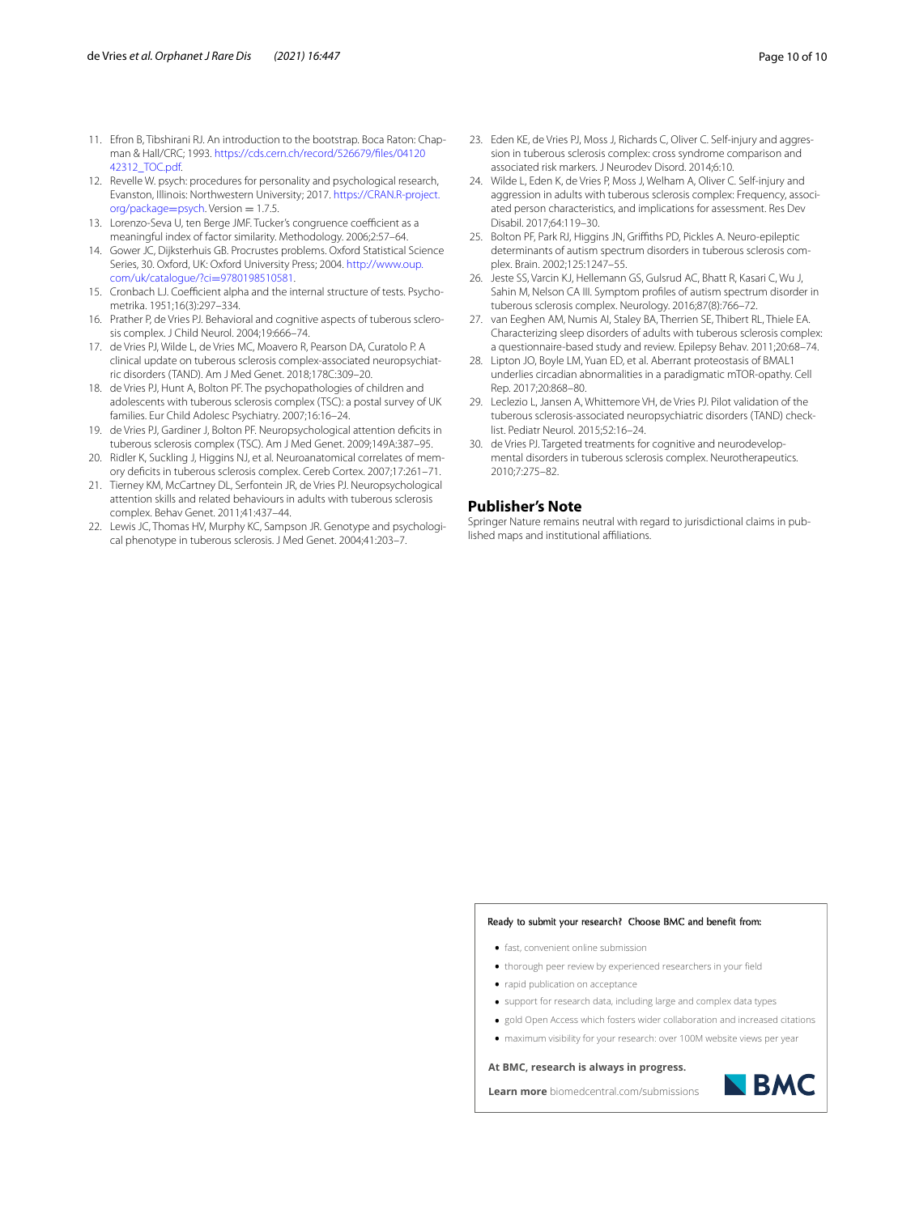11. Efron B, Tibshirani RJ. An introduction to the bootstrap. Boca Raton: Chapman & Hall/CRC; 1993. https://cds.cern.ch/record/526679/files/0412042312_TOC.pdf.
12. Revelle W. psych: procedures for personality and psychological research, Evanston, Illinois: Northwestern University; 2017. https://CRAN.R-project.org/package=psych. Version = 1.7.5.
13. Lorenzo-Seva U, ten Berge JMF. Tucker's congruence coefficient as a meaningful index of factor similarity. Methodology. 2006;2:57–64.
14. Gower JC, Dijksterhuis GB. Procrustes problems. Oxford Statistical Science Series, 30. Oxford, UK: Oxford University Press; 2004. http://www.oup.com/uk/catalogue/?ci=9780198510581.
15. Cronbach LJ. Coefficient alpha and the internal structure of tests. Psychometrika. 1951;16(3):297–334.
16. Prather P, de Vries PJ. Behavioral and cognitive aspects of tuberous sclerosis complex. J Child Neurol. 2004;19:666–74.
17. de Vries PJ, Wilde L, de Vries MC, Moavero R, Pearson DA, Curatolo P. A clinical update on tuberous sclerosis complex-associated neuropsychiatric disorders (TAND). Am J Med Genet. 2018;178C:309–20.
18. de Vries PJ, Hunt A, Bolton PF. The psychopathologies of children and adolescents with tuberous sclerosis complex (TSC): a postal survey of UK families. Eur Child Adolesc Psychiatry. 2007;16:16–24.
19. de Vries PJ, Gardiner J, Bolton PF. Neuropsychological attention deficits in tuberous sclerosis complex (TSC). Am J Med Genet. 2009;149A:387–95.
20. Ridler K, Suckling J, Higgins NJ, et al. Neuroanatomical correlates of memory deficits in tuberous sclerosis complex. Cereb Cortex. 2007;17:261–71.
21. Tierney KM, McCartney DL, Serfontein JR, de Vries PJ. Neuropsychological attention skills and related behaviours in adults with tuberous sclerosis complex. Behav Genet. 2011;41:437–44.
22. Lewis JC, Thomas HV, Murphy KC, Sampson JR. Genotype and psychological phenotype in tuberous sclerosis. J Med Genet. 2004;41:203–7.
23. Eden KE, de Vries PJ, Moss J, Richards C, Oliver C. Self-injury and aggression in tuberous sclerosis complex: cross syndrome comparison and associated risk markers. J Neurodev Disord. 2014;6:10.
24. Wilde L, Eden K, de Vries P, Moss J, Welham A, Oliver C. Self-injury and aggression in adults with tuberous sclerosis complex: Frequency, associated person characteristics, and implications for assessment. Res Dev Disabil. 2017;64:119–30.
25. Bolton PF, Park RJ, Higgins JN, Griffiths PD, Pickles A. Neuro-epileptic determinants of autism spectrum disorders in tuberous sclerosis complex. Brain. 2002;125:1247–55.
26. Jeste SS, Varcin KJ, Hellemann GS, Gulsrud AC, Bhatt R, Kasari C, Wu J, Sahin M, Nelson CA III. Symptom profiles of autism spectrum disorder in tuberous sclerosis complex. Neurology. 2016;87(8):766–72.
27. van Eeghen AM, Numis AI, Staley BA, Therrien SE, Thibert RL, Thiele EA. Characterizing sleep disorders of adults with tuberous sclerosis complex: a questionnaire-based study and review. Epilepsy Behav. 2011;20:68–74.
28. Lipton JO, Boyle LM, Yuan ED, et al. Aberrant proteostasis of BMAL1 underlies circadian abnormalities in a paradigmatic mTOR-opathy. Cell Rep. 2017;20:868–80.
29. Leclezio L, Jansen A, Whittemore VH, de Vries PJ. Pilot validation of the tuberous sclerosis-associated neuropsychiatric disorders (TAND) checklist. Pediatr Neurol. 2015;52:16–24.
30. de Vries PJ. Targeted treatments for cognitive and neurodevelopmental disorders in tuberous sclerosis complex. Neurotherapeutics. 2010;7:275–82.

## Publisher's Note

Springer Nature remains neutral with regard to jurisdictional claims in published maps and institutional affiliations.

Ready to submit your research? Choose BMC and benefit from:

- fast, convenient online submission
- thorough peer review by experienced researchers in your field
- rapid publication on acceptance
- support for research data, including large and complex data types
- gold Open Access which fosters wider collaboration and increased citations
- maximum visibility for your research: over 100M website views per year

**At BMC, research is always in progress.**

**Learn more** biomedcentral.com/submissions

BMC